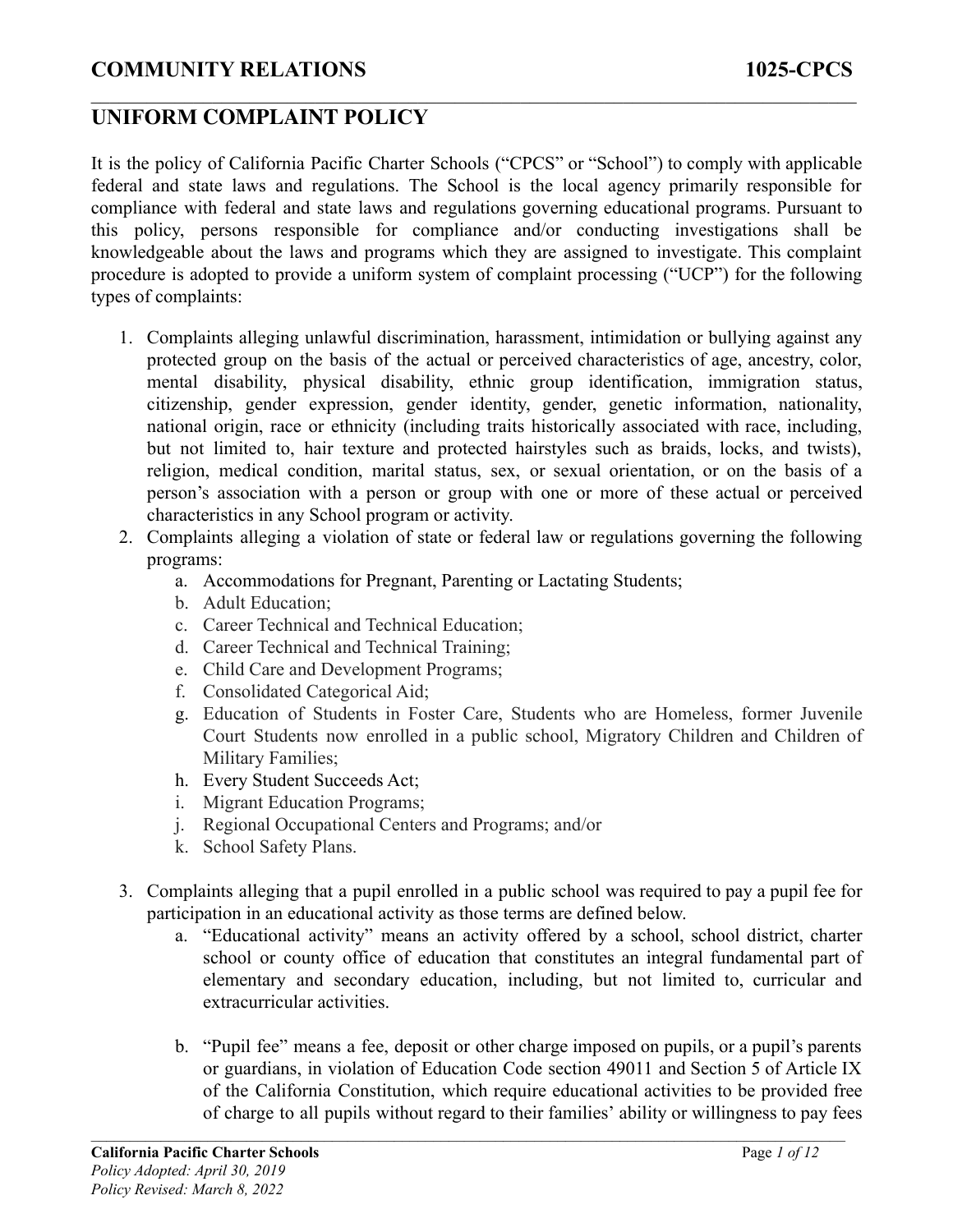# UNIFORM COMPLAINT POLICY

It is the policy of California Pacific Charter Schools ("CPCS" or "School") to comply with applicable federal and state laws and regulations. The School is the local agency primarily responsible for compliance with federal and state laws and regulations governing educational programs. Pursuant to this policy, persons responsible for compliance and/or conducting investigations shall be knowledgeable about the laws and programs which they are assigned to investigate. This complaint procedure is adopted to provide a uniform system of complaint processing ("UCP") for the following types of complaints:

1. Complaints alleging unlawful discrimination, harassment, intimidation or bullying against any protected group on the basis of the actual or perceived characteristics of age, ancestry, color, mental disability, physical disability, ethnic group identification, immigration status, citizenship, gender expression, gender identity, gender, genetic information, nationality, national origin, race or ethnicity (including traits historically associated with race, including, but not limited to, hair texture and protected hairstyles such as braids, locks, and twists), religion, medical condition, marital status, sex, or sexual orientation, or on the basis of a person's association with a person or group with one or more of these actual or perceived characteristics in any School program or activity.
2. Complaints alleging a violation of state or federal law or regulations governing the following programs:
   a. Accommodations for Pregnant, Parenting or Lactating Students;
   b. Adult Education;
   c. Career Technical and Technical Education;
   d. Career Technical and Technical Training;
   e. Child Care and Development Programs;
   f. Consolidated Categorical Aid;
   g. Education of Students in Foster Care, Students who are Homeless, former Juvenile Court Students now enrolled in a public school, Migratory Children and Children of Military Families;
   h. Every Student Succeeds Act;
   i. Migrant Education Programs;
   j. Regional Occupational Centers and Programs; and/or
   k. School Safety Plans.
3. Complaints alleging that a pupil enrolled in a public school was required to pay a pupil fee for participation in an educational activity as those terms are defined below.
   a. "Educational activity" means an activity offered by a school, school district, charter school or county office of education that constitutes an integral fundamental part of elementary and secondary education, including, but not limited to, curricular and extracurricular activities.
   b. "Pupil fee" means a fee, deposit or other charge imposed on pupils, or a pupil's parents or guardians, in violation of Education Code section 49011 and Section 5 of Article IX of the California Constitution, which require educational activities to be provided free of charge to all pupils without regard to their families' ability or willingness to pay fees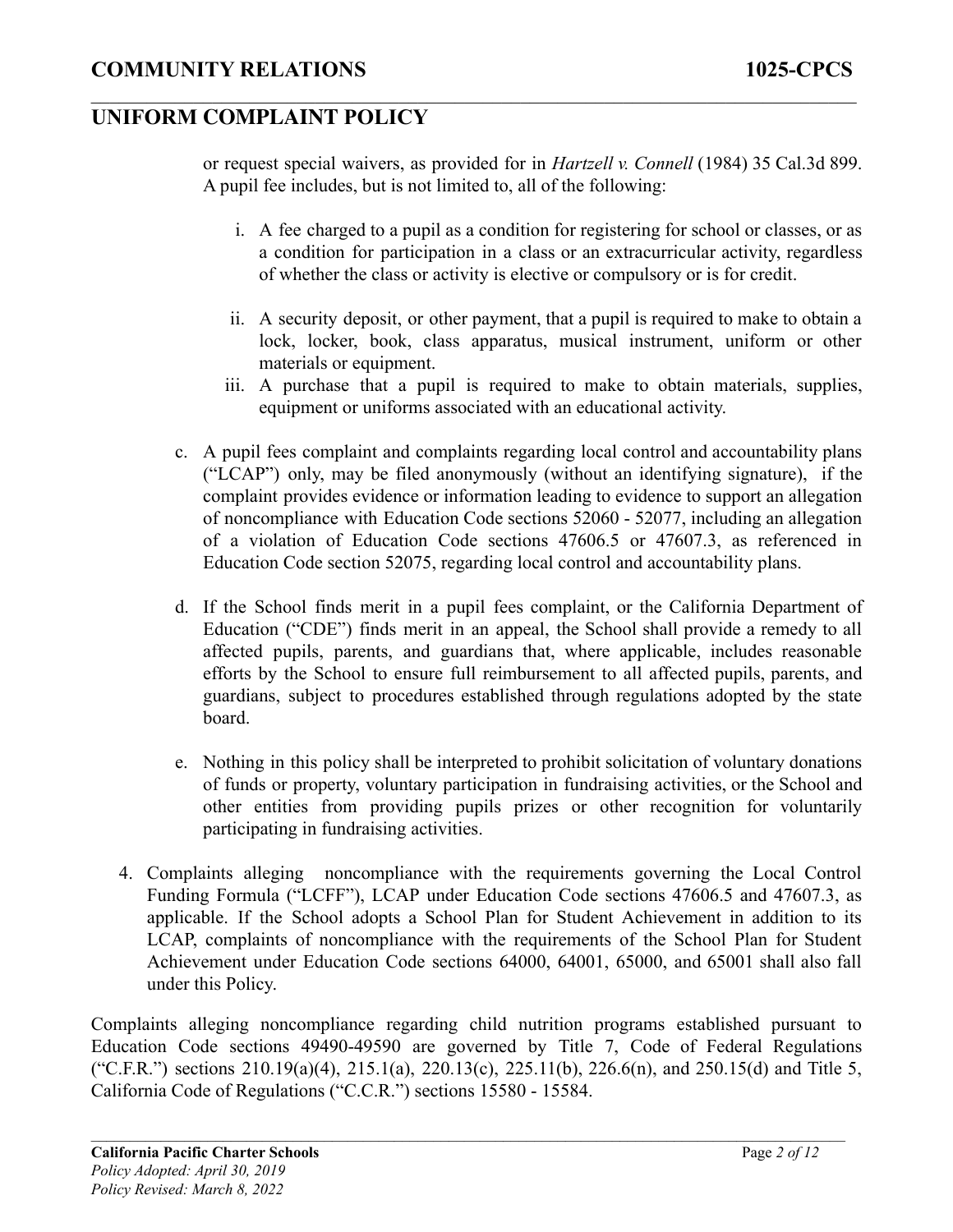or request special waivers, as provided for in *Hartzell v. Connell* (1984) 35 Cal.3d 899. A pupil fee includes, but is not limited to, all of the following:

   i. A fee charged to a pupil as a condition for registering for school or classes, or as a condition for participation in a class or an extracurricular activity, regardless of whether the class or activity is elective or compulsory or is for credit.

   ii. A security deposit, or other payment, that a pupil is required to make to obtain a lock, locker, book, class apparatus, musical instrument, uniform or other materials or equipment.

   iii. A purchase that a pupil is required to make to obtain materials, supplies, equipment or uniforms associated with an educational activity.

c. A pupil fees complaint and complaints regarding local control and accountability plans ("LCAP") only, may be filed anonymously (without an identifying signature), if the complaint provides evidence or information leading to evidence to support an allegation of noncompliance with Education Code sections 52060 - 52077, including an allegation of a violation of Education Code sections 47606.5 or 47607.3, as referenced in Education Code section 52075, regarding local control and accountability plans.

d. If the School finds merit in a pupil fees complaint, or the California Department of Education ("CDE") finds merit in an appeal, the School shall provide a remedy to all affected pupils, parents, and guardians that, where applicable, includes reasonable efforts by the School to ensure full reimbursement to all affected pupils, parents, and guardians, subject to procedures established through regulations adopted by the state board.

e. Nothing in this policy shall be interpreted to prohibit solicitation of voluntary donations of funds or property, voluntary participation in fundraising activities, or the School and other entities from providing pupils prizes or other recognition for voluntarily participating in fundraising activities.

4. Complaints alleging noncompliance with the requirements governing the Local Control Funding Formula ("LCFF"), LCAP under Education Code sections 47606.5 and 47607.3, as applicable. If the School adopts a School Plan for Student Achievement in addition to its LCAP, complaints of noncompliance with the requirements of the School Plan for Student Achievement under Education Code sections 64000, 64001, 65000, and 65001 shall also fall under this Policy.

Complaints alleging noncompliance regarding child nutrition programs established pursuant to Education Code sections 49490-49590 are governed by Title 7, Code of Federal Regulations ("C.F.R.") sections 210.19(a)(4), 215.1(a), 220.13(c), 225.11(b), 226.6(n), and 250.15(d) and Title 5, California Code of Regulations ("C.C.R.") sections 15580 - 15584.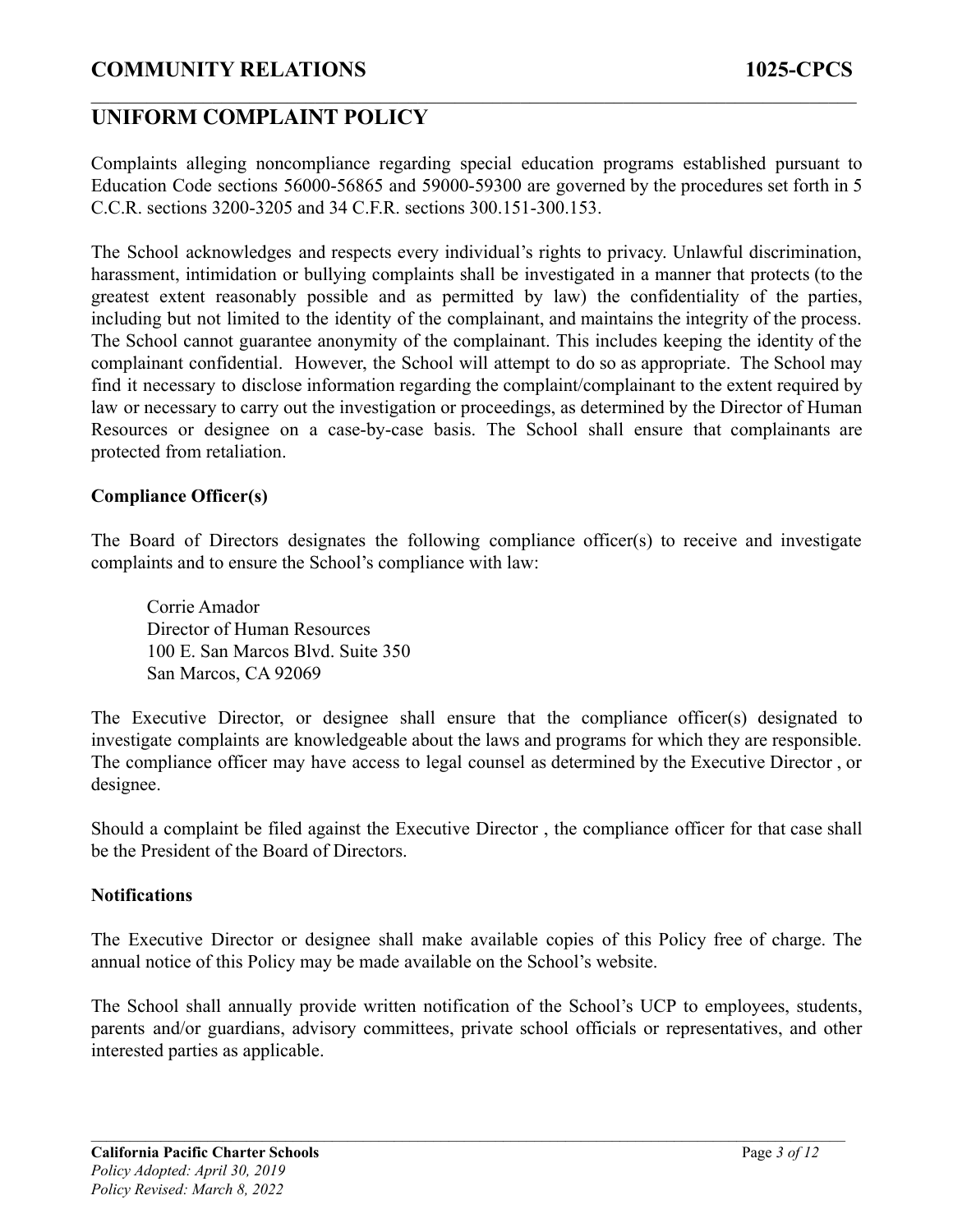## UNIFORM COMPLAINT POLICY

Complaints alleging noncompliance regarding special education programs established pursuant to Education Code sections 56000-56865 and 59000-59300 are governed by the procedures set forth in 5 C.C.R. sections 3200-3205 and 34 C.F.R. sections 300.151-300.153.

The School acknowledges and respects every individual's rights to privacy. Unlawful discrimination, harassment, intimidation or bullying complaints shall be investigated in a manner that protects (to the greatest extent reasonably possible and as permitted by law) the confidentiality of the parties, including but not limited to the identity of the complainant, and maintains the integrity of the process. The School cannot guarantee anonymity of the complainant. This includes keeping the identity of the complainant confidential. However, the School will attempt to do so as appropriate. The School may find it necessary to disclose information regarding the complaint/complainant to the extent required by law or necessary to carry out the investigation or proceedings, as determined by the Director of Human Resources or designee on a case-by-case basis. The School shall ensure that complainants are protected from retaliation.

**Compliance Officer(s)**

The Board of Directors designates the following compliance officer(s) to receive and investigate complaints and to ensure the School's compliance with law:

Corrie Amador
Director of Human Resources
100 E. San Marcos Blvd. Suite 350
San Marcos, CA 92069

The Executive Director, or designee shall ensure that the compliance officer(s) designated to investigate complaints are knowledgeable about the laws and programs for which they are responsible. The compliance officer may have access to legal counsel as determined by the Executive Director , or designee.

Should a complaint be filed against the Executive Director , the compliance officer for that case shall be the President of the Board of Directors.

**Notifications**

The Executive Director or designee shall make available copies of this Policy free of charge. The annual notice of this Policy may be made available on the School's website.

The School shall annually provide written notification of the School's UCP to employees, students, parents and/or guardians, advisory committees, private school officials or representatives, and other interested parties as applicable.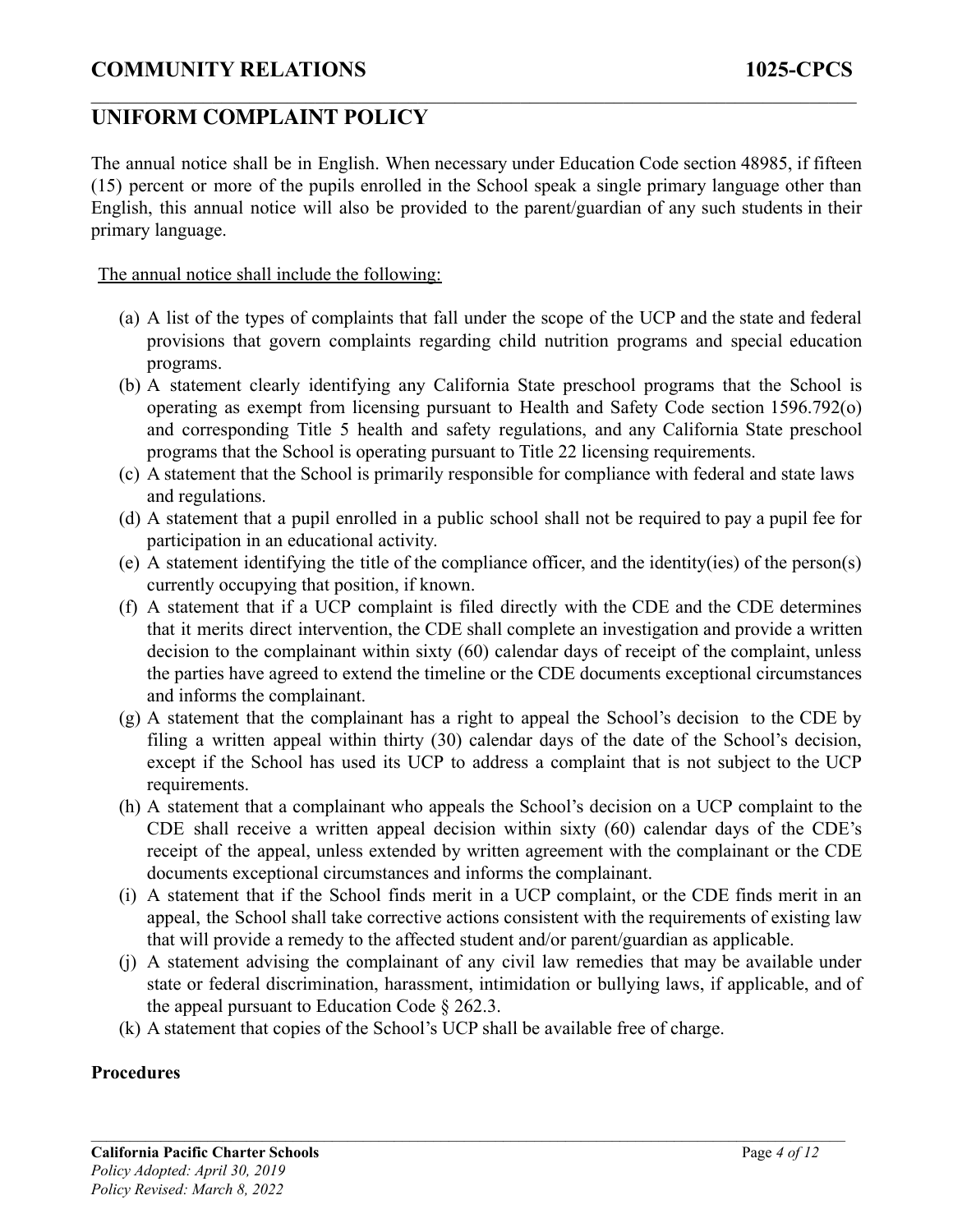The annual notice shall be in English. When necessary under Education Code section 48985, if fifteen (15) percent or more of the pupils enrolled in the School speak a single primary language other than English, this annual notice will also be provided to the parent/guardian of any such students in their primary language.

The annual notice shall include the following:

(a) A list of the types of complaints that fall under the scope of the UCP and the state and federal provisions that govern complaints regarding child nutrition programs and special education programs.
(b) A statement clearly identifying any California State preschool programs that the School is operating as exempt from licensing pursuant to Health and Safety Code section 1596.792(o) and corresponding Title 5 health and safety regulations, and any California State preschool programs that the School is operating pursuant to Title 22 licensing requirements.
(c) A statement that the School is primarily responsible for compliance with federal and state laws and regulations.
(d) A statement that a pupil enrolled in a public school shall not be required to pay a pupil fee for participation in an educational activity.
(e) A statement identifying the title of the compliance officer, and the identity(ies) of the person(s) currently occupying that position, if known.
(f) A statement that if a UCP complaint is filed directly with the CDE and the CDE determines that it merits direct intervention, the CDE shall complete an investigation and provide a written decision to the complainant within sixty (60) calendar days of receipt of the complaint, unless the parties have agreed to extend the timeline or the CDE documents exceptional circumstances and informs the complainant.
(g) A statement that the complainant has a right to appeal the School's decision to the CDE by filing a written appeal within thirty (30) calendar days of the date of the School's decision, except if the School has used its UCP to address a complaint that is not subject to the UCP requirements.
(h) A statement that a complainant who appeals the School's decision on a UCP complaint to the CDE shall receive a written appeal decision within sixty (60) calendar days of the CDE's receipt of the appeal, unless extended by written agreement with the complainant or the CDE documents exceptional circumstances and informs the complainant.
(i) A statement that if the School finds merit in a UCP complaint, or the CDE finds merit in an appeal, the School shall take corrective actions consistent with the requirements of existing law that will provide a remedy to the affected student and/or parent/guardian as applicable.
(j) A statement advising the complainant of any civil law remedies that may be available under state or federal discrimination, harassment, intimidation or bullying laws, if applicable, and of the appeal pursuant to Education Code § 262.3.
(k) A statement that copies of the School's UCP shall be available free of charge.

**Procedures**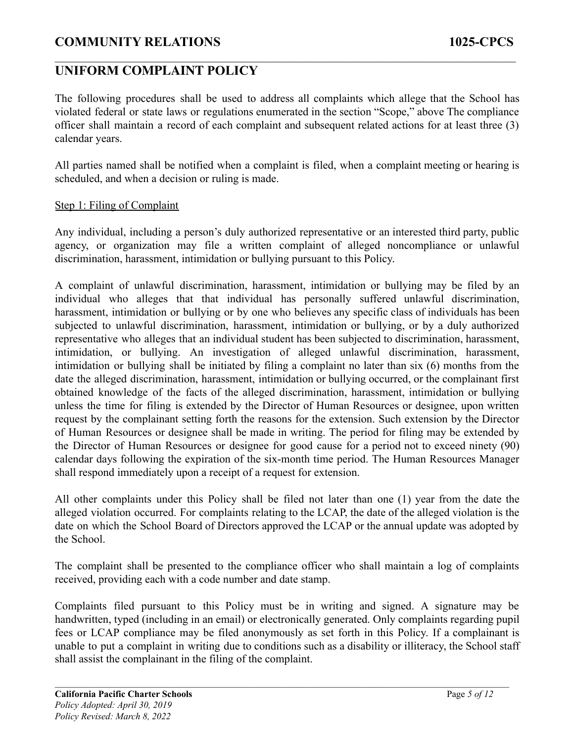## UNIFORM COMPLAINT POLICY

The following procedures shall be used to address all complaints which allege that the School has violated federal or state laws or regulations enumerated in the section "Scope," above The compliance officer shall maintain a record of each complaint and subsequent related actions for at least three (3) calendar years.

All parties named shall be notified when a complaint is filed, when a complaint meeting or hearing is scheduled, and when a decision or ruling is made.

Step 1: Filing of Complaint

Any individual, including a person's duly authorized representative or an interested third party, public agency, or organization may file a written complaint of alleged noncompliance or unlawful discrimination, harassment, intimidation or bullying pursuant to this Policy.

A complaint of unlawful discrimination, harassment, intimidation or bullying may be filed by an individual who alleges that that individual has personally suffered unlawful discrimination, harassment, intimidation or bullying or by one who believes any specific class of individuals has been subjected to unlawful discrimination, harassment, intimidation or bullying, or by a duly authorized representative who alleges that an individual student has been subjected to discrimination, harassment, intimidation, or bullying. An investigation of alleged unlawful discrimination, harassment, intimidation or bullying shall be initiated by filing a complaint no later than six (6) months from the date the alleged discrimination, harassment, intimidation or bullying occurred, or the complainant first obtained knowledge of the facts of the alleged discrimination, harassment, intimidation or bullying unless the time for filing is extended by the Director of Human Resources or designee, upon written request by the complainant setting forth the reasons for the extension. Such extension by the Director of Human Resources or designee shall be made in writing. The period for filing may be extended by the Director of Human Resources or designee for good cause for a period not to exceed ninety (90) calendar days following the expiration of the six-month time period. The Human Resources Manager shall respond immediately upon a receipt of a request for extension.

All other complaints under this Policy shall be filed not later than one (1) year from the date the alleged violation occurred. For complaints relating to the LCAP, the date of the alleged violation is the date on which the School Board of Directors approved the LCAP or the annual update was adopted by the School.

The complaint shall be presented to the compliance officer who shall maintain a log of complaints received, providing each with a code number and date stamp.

Complaints filed pursuant to this Policy must be in writing and signed. A signature may be handwritten, typed (including in an email) or electronically generated. Only complaints regarding pupil fees or LCAP compliance may be filed anonymously as set forth in this Policy. If a complainant is unable to put a complaint in writing due to conditions such as a disability or illiteracy, the School staff shall assist the complainant in the filing of the complaint.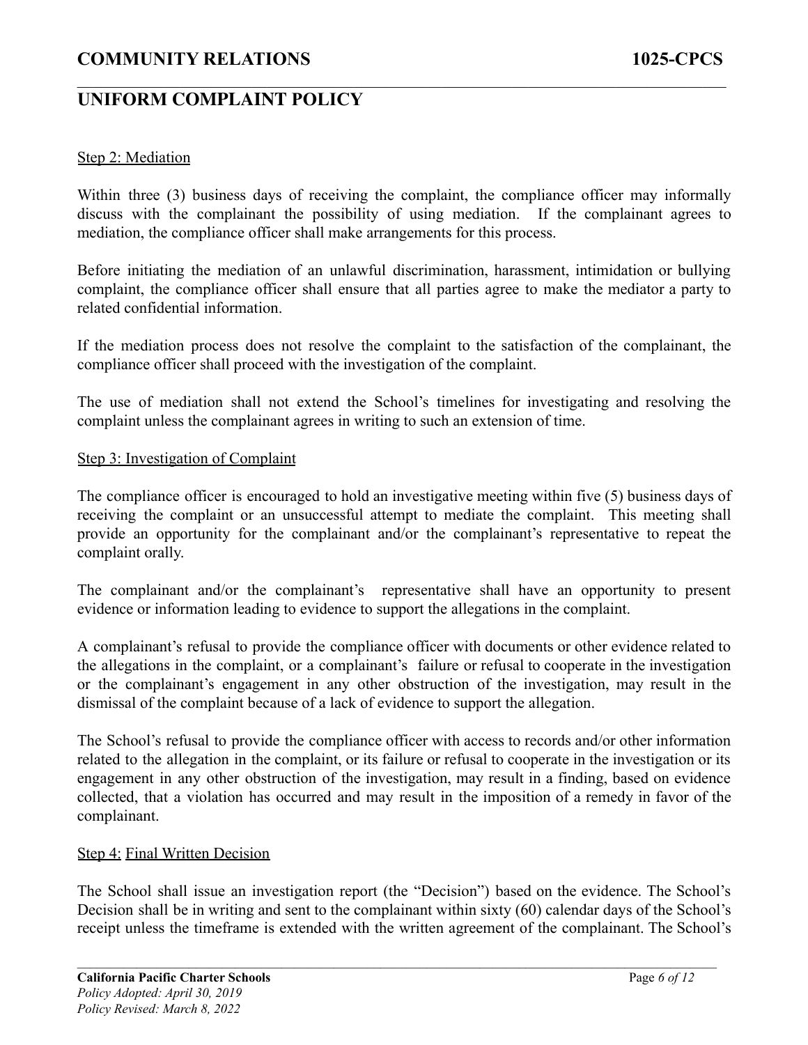Step 2: Mediation

Within three (3) business days of receiving the complaint, the compliance officer may informally discuss with the complainant the possibility of using mediation. If the complainant agrees to mediation, the compliance officer shall make arrangements for this process.

Before initiating the mediation of an unlawful discrimination, harassment, intimidation or bullying complaint, the compliance officer shall ensure that all parties agree to make the mediator a party to related confidential information.

If the mediation process does not resolve the complaint to the satisfaction of the complainant, the compliance officer shall proceed with the investigation of the complaint.

The use of mediation shall not extend the School's timelines for investigating and resolving the complaint unless the complainant agrees in writing to such an extension of time.

Step 3: Investigation of Complaint

The compliance officer is encouraged to hold an investigative meeting within five (5) business days of receiving the complaint or an unsuccessful attempt to mediate the complaint. This meeting shall provide an opportunity for the complainant and/or the complainant's representative to repeat the complaint orally.

The complainant and/or the complainant's representative shall have an opportunity to present evidence or information leading to evidence to support the allegations in the complaint.

A complainant's refusal to provide the compliance officer with documents or other evidence related to the allegations in the complaint, or a complainant's failure or refusal to cooperate in the investigation or the complainant's engagement in any other obstruction of the investigation, may result in the dismissal of the complaint because of a lack of evidence to support the allegation.

The School's refusal to provide the compliance officer with access to records and/or other information related to the allegation in the complaint, or its failure or refusal to cooperate in the investigation or its engagement in any other obstruction of the investigation, may result in a finding, based on evidence collected, that a violation has occurred and may result in the imposition of a remedy in favor of the complainant.

Step 4: Final Written Decision

The School shall issue an investigation report (the "Decision") based on the evidence. The School's Decision shall be in writing and sent to the complainant within sixty (60) calendar days of the School's receipt unless the timeframe is extended with the written agreement of the complainant. The School's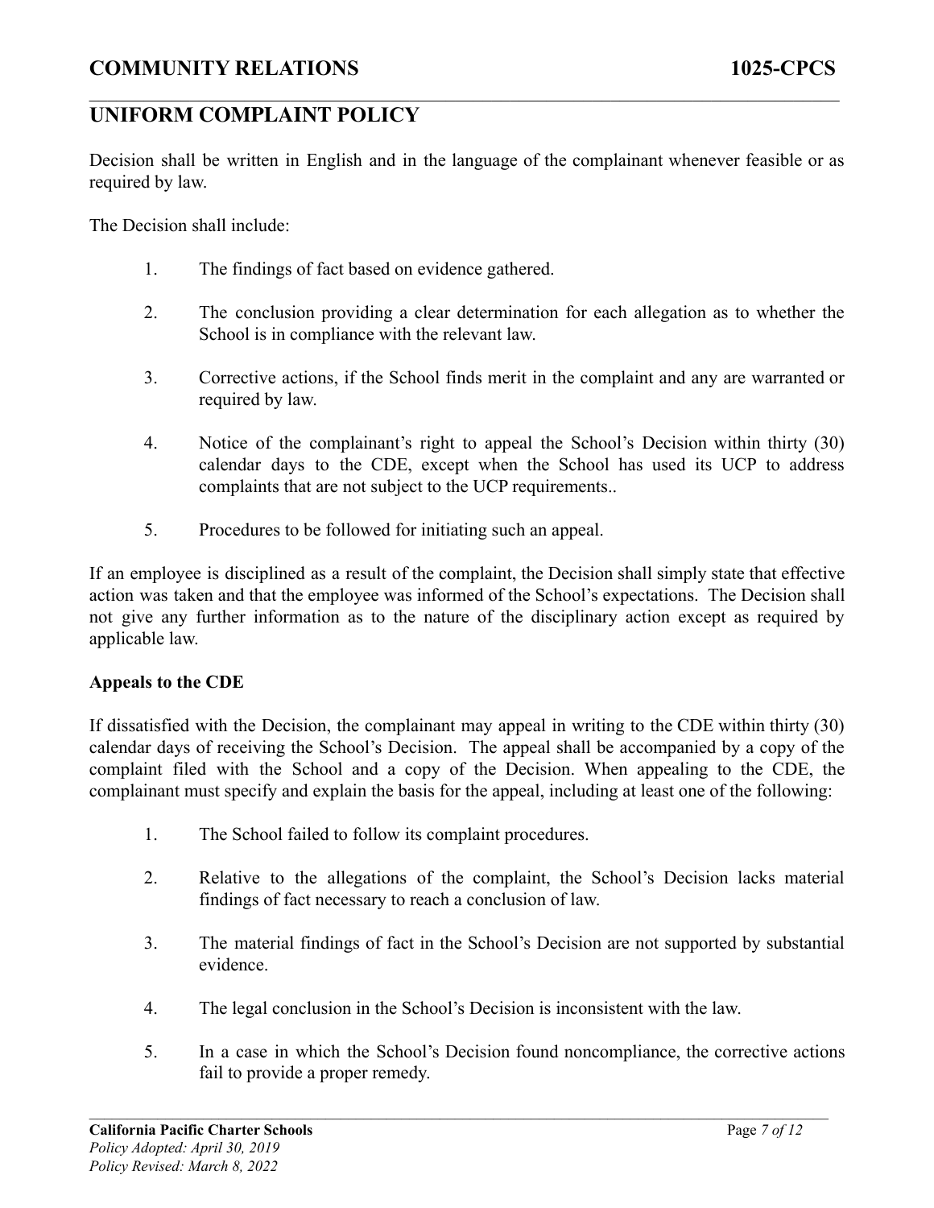Decision shall be written in English and in the language of the complainant whenever feasible or as required by law.

The Decision shall include:

1. The findings of fact based on evidence gathered.

2. The conclusion providing a clear determination for each allegation as to whether the School is in compliance with the relevant law.

3. Corrective actions, if the School finds merit in the complaint and any are warranted or required by law.

4. Notice of the complainant's right to appeal the School's Decision within thirty (30) calendar days to the CDE, except when the School has used its UCP to address complaints that are not subject to the UCP requirements..

5. Procedures to be followed for initiating such an appeal.

If an employee is disciplined as a result of the complaint, the Decision shall simply state that effective action was taken and that the employee was informed of the School's expectations. The Decision shall not give any further information as to the nature of the disciplinary action except as required by applicable law.

**Appeals to the CDE**

If dissatisfied with the Decision, the complainant may appeal in writing to the CDE within thirty (30) calendar days of receiving the School's Decision. The appeal shall be accompanied by a copy of the complaint filed with the School and a copy of the Decision. When appealing to the CDE, the complainant must specify and explain the basis for the appeal, including at least one of the following:

1. The School failed to follow its complaint procedures.

2. Relative to the allegations of the complaint, the School's Decision lacks material findings of fact necessary to reach a conclusion of law.

3. The material findings of fact in the School's Decision are not supported by substantial evidence.

4. The legal conclusion in the School's Decision is inconsistent with the law.

5. In a case in which the School's Decision found noncompliance, the corrective actions fail to provide a proper remedy.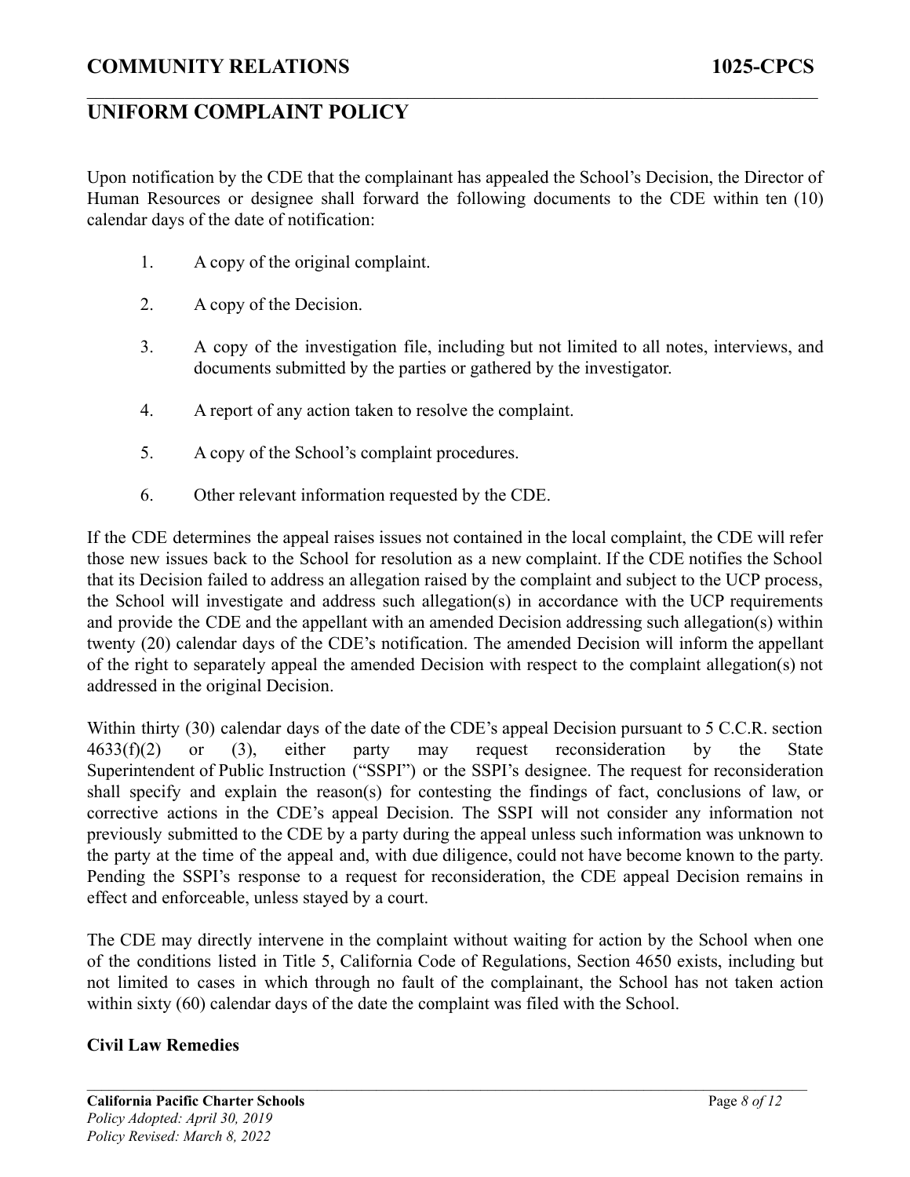Upon notification by the CDE that the complainant has appealed the School's Decision, the Director of Human Resources or designee shall forward the following documents to the CDE within ten (10) calendar days of the date of notification:

1. A copy of the original complaint.
2. A copy of the Decision.
3. A copy of the investigation file, including but not limited to all notes, interviews, and documents submitted by the parties or gathered by the investigator.
4. A report of any action taken to resolve the complaint.
5. A copy of the School's complaint procedures.
6. Other relevant information requested by the CDE.

If the CDE determines the appeal raises issues not contained in the local complaint, the CDE will refer those new issues back to the School for resolution as a new complaint. If the CDE notifies the School that its Decision failed to address an allegation raised by the complaint and subject to the UCP process, the School will investigate and address such allegation(s) in accordance with the UCP requirements and provide the CDE and the appellant with an amended Decision addressing such allegation(s) within twenty (20) calendar days of the CDE's notification. The amended Decision will inform the appellant of the right to separately appeal the amended Decision with respect to the complaint allegation(s) not addressed in the original Decision.

Within thirty (30) calendar days of the date of the CDE's appeal Decision pursuant to 5 C.C.R. section 4633(f)(2) or (3), either party may request reconsideration by the State Superintendent of Public Instruction ("SSPI") or the SSPI's designee. The request for reconsideration shall specify and explain the reason(s) for contesting the findings of fact, conclusions of law, or corrective actions in the CDE's appeal Decision. The SSPI will not consider any information not previously submitted to the CDE by a party during the appeal unless such information was unknown to the party at the time of the appeal and, with due diligence, could not have become known to the party. Pending the SSPI's response to a request for reconsideration, the CDE appeal Decision remains in effect and enforceable, unless stayed by a court.

The CDE may directly intervene in the complaint without waiting for action by the School when one of the conditions listed in Title 5, California Code of Regulations, Section 4650 exists, including but not limited to cases in which through no fault of the complainant, the School has not taken action within sixty (60) calendar days of the date the complaint was filed with the School.

**Civil Law Remedies**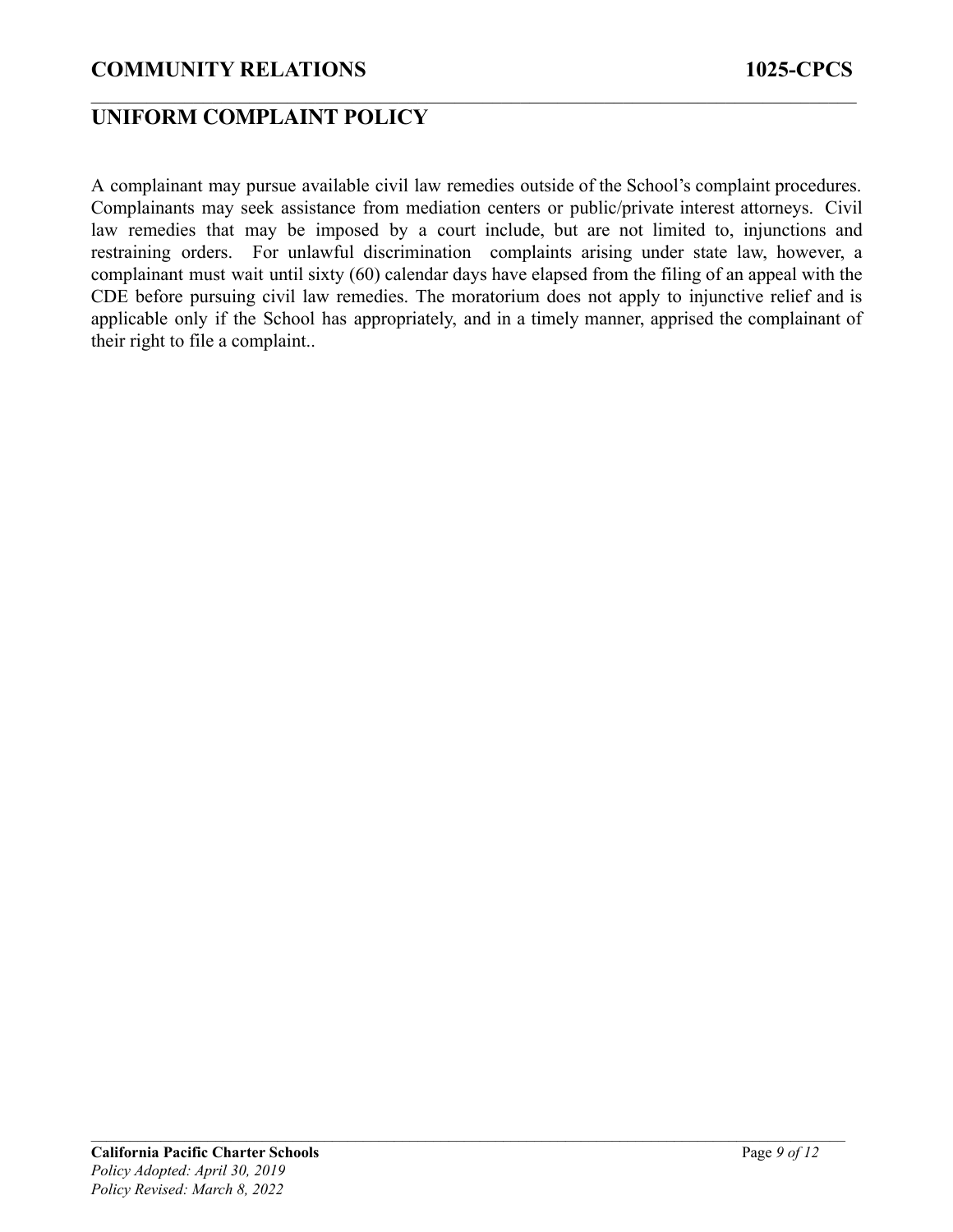A complainant may pursue available civil law remedies outside of the School's complaint procedures. Complainants may seek assistance from mediation centers or public/private interest attorneys. Civil law remedies that may be imposed by a court include, but are not limited to, injunctions and restraining orders. For unlawful discrimination complaints arising under state law, however, a complainant must wait until sixty (60) calendar days have elapsed from the filing of an appeal with the CDE before pursuing civil law remedies. The moratorium does not apply to injunctive relief and is applicable only if the School has appropriately, and in a timely manner, apprised the complainant of their right to file a complaint..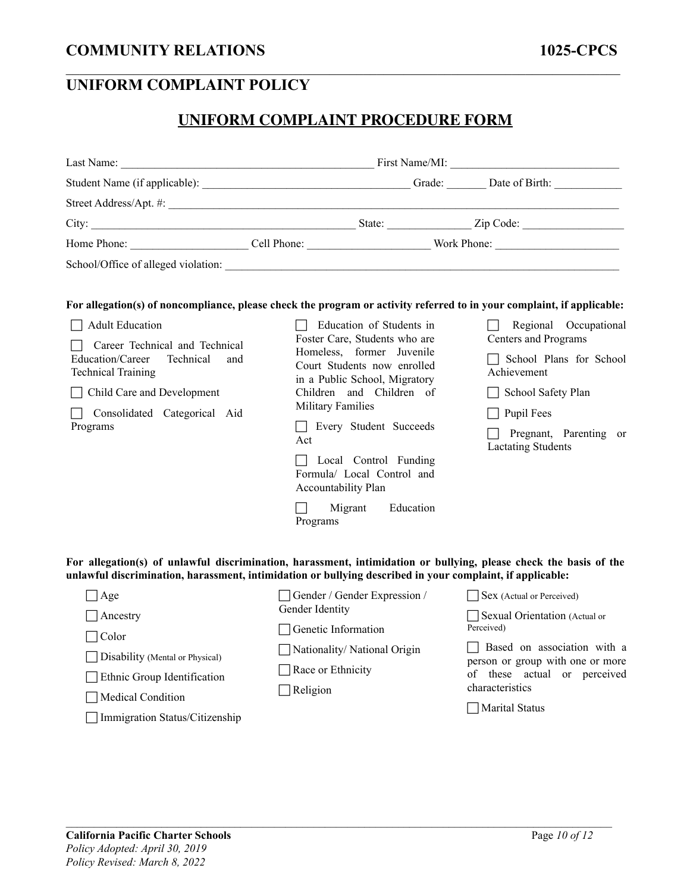## COMMUNITY RELATIONS 1025-CPCS

## UNIFORM COMPLAINT POLICY

### UNIFORM COMPLAINT PROCEDURE FORM

Last Name: ____________________________________________ First Name/MI: ____________________________

Student Name (if applicable): ____________________________________ Grade: _______ Date of Birth: ___________

Street Address/Apt. #: ____________________________________________________________________________

City: _______________________________________________ State: ______________ Zip Code: _________________

Home Phone: ____________________ Cell Phone: _____________________ Work Phone: _____________________

School/Office of alleged violation: __________________________________________________________________

**For allegation(s) of noncompliance, please check the program or activity referred to in your complaint, if applicable:**

- ☐ Adult Education
- ☐ Career Technical and Technical Education/Career Technical and Technical Training
- ☐ Child Care and Development
- ☐ Consolidated Categorical Aid Programs
- ☐ Education of Students in Foster Care, Students who are Homeless, former Juvenile Court Students now enrolled in a Public School, Migratory Children and Children of Military Families
- ☐ Every Student Succeeds Act
- ☐ Local Control Funding Formula/ Local Control and Accountability Plan
- ☐ Migrant Education Programs
- ☐ Regional Occupational Centers and Programs
- ☐ School Plans for School Achievement
- ☐ School Safety Plan
- ☐ Pupil Fees
- ☐ Pregnant, Parenting or Lactating Students

**For allegation(s) of unlawful discrimination, harassment, intimidation or bullying, please check the basis of the unlawful discrimination, harassment, intimidation or bullying described in your complaint, if applicable:**

- ☐ Age
- ☐ Ancestry
- ☐ Color
- ☐ Disability (Mental or Physical)
- ☐ Ethnic Group Identification
- ☐ Medical Condition
- ☐ Immigration Status/Citizenship
- ☐ Gender / Gender Expression / Gender Identity
- ☐ Genetic Information
- ☐ Nationality/ National Origin
- ☐ Race or Ethnicity
- ☐ Religion
- ☐ Sex (Actual or Perceived)
- ☐ Sexual Orientation (Actual or Perceived)
- ☐ Based on association with a person or group with one or more of these actual or perceived characteristics
- ☐ Marital Status

**California Pacific Charter Schools**
*Policy Adopted: April 30, 2019*
*Policy Revised: March 8, 2022*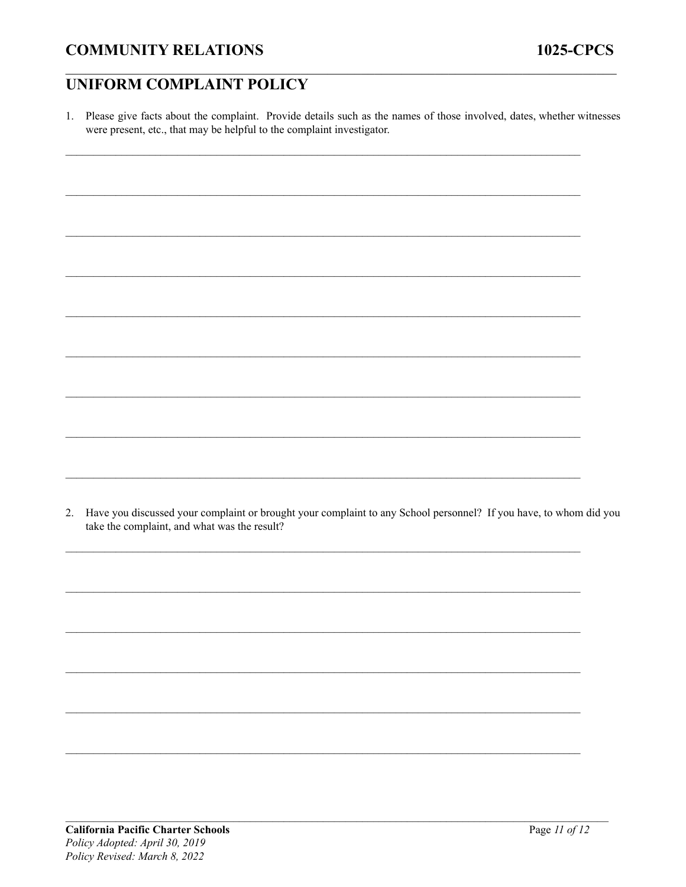# COMMUNITY RELATIONS 1025-CPCS

## UNIFORM COMPLAINT POLICY

1. Please give facts about the complaint. Provide details such as the names of those involved, dates, whether witnesses were present, etc., that may be helpful to the complaint investigator.

_______________________________________________________________________________

_______________________________________________________________________________

_______________________________________________________________________________

_______________________________________________________________________________

_______________________________________________________________________________

_______________________________________________________________________________

_______________________________________________________________________________

_______________________________________________________________________________

_______________________________________________________________________________

2. Have you discussed your complaint or brought your complaint to any School personnel? If you have, to whom did you take the complaint, and what was the result?

_______________________________________________________________________________

_______________________________________________________________________________

_______________________________________________________________________________

_______________________________________________________________________________

_______________________________________________________________________________

_______________________________________________________________________________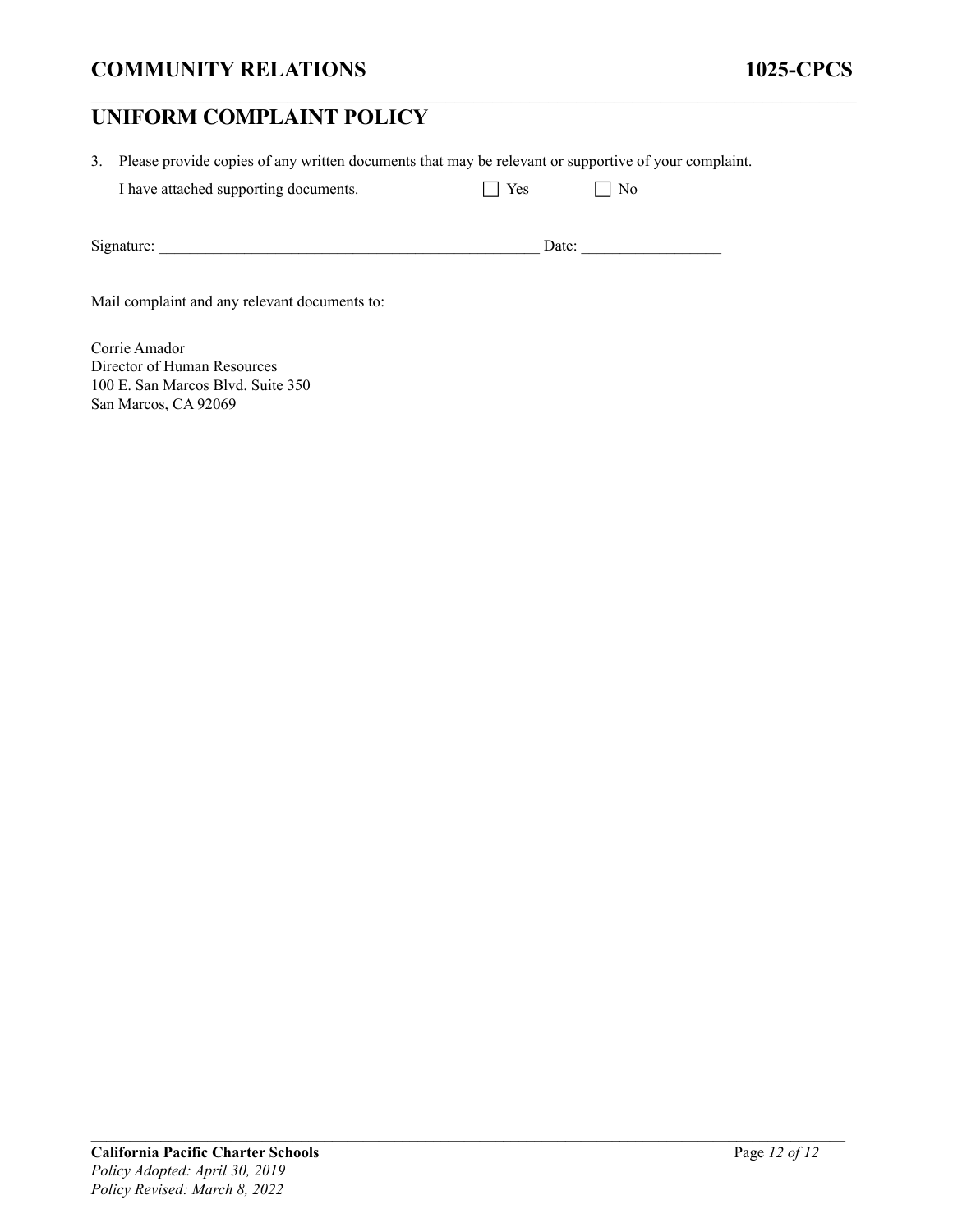3. Please provide copies of any written documents that may be relevant or supportive of your complaint.

   I have attached supporting documents. ☐ Yes ☐ No

Signature: \_\_\_\_\_\_\_\_\_\_\_\_\_\_\_\_\_\_\_\_\_\_\_\_\_\_\_\_\_\_\_\_\_\_\_\_\_\_\_\_\_\_\_\_\_\_\_\_ Date: \_\_\_\_\_\_\_\_\_\_\_\_\_\_\_\_\_\_

Mail complaint and any relevant documents to:

Corrie Amador
Director of Human Resources
100 E. San Marcos Blvd. Suite 350
San Marcos, CA 92069